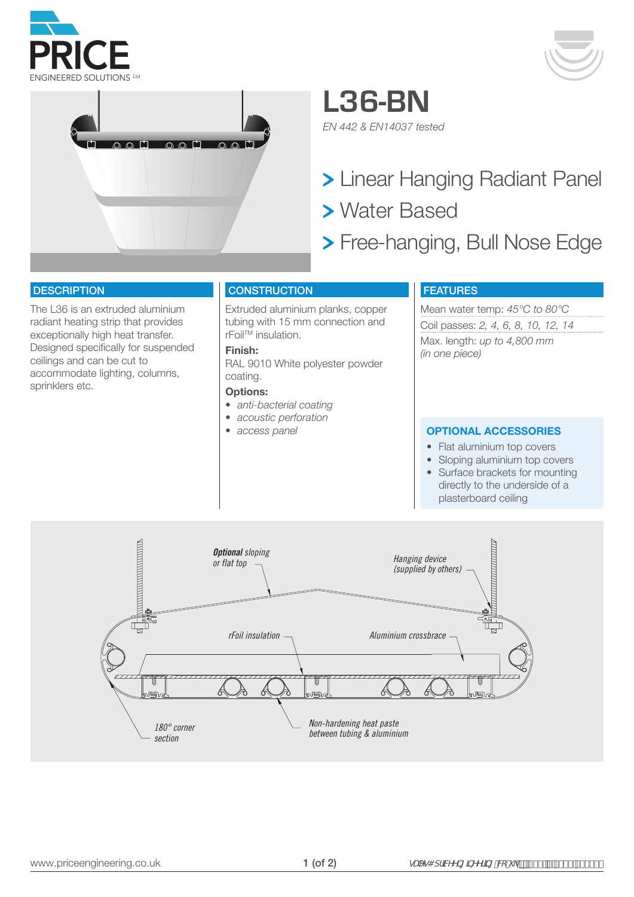# L36-BN

*EN 442 & EN14037 tested*

## > Linear Hanging Radiant Panel
## > Water Based
## > Free-hanging, Bull Nose Edge

### DESCRIPTION

The L36 is an extruded aluminium radiant heating strip that provides exceptionally high heat transfer. Designed specifically for suspended ceilings and can be cut to accommodate lighting, columns, sprinklers etc.

### CONSTRUCTION

Extruded aluminium planks, copper tubing with 15 mm connection and rFoil[TM] insulation.

**Finish:**

RAL 9010 White polyester powder coating.

**Options:**

- *anti-bacterial coating*
- *acoustic perforation*
- *access panel*

### FEATURES

Mean water temp: *45°C to 80°C*

Coil passes: *2, 4, 6, 8, 10, 12, 14*

Max. length: *up to 4,800 mm (in one piece)*

### OPTIONAL ACCESSORIES

- Flat aluminium top covers
- Sloping aluminium top covers
- Surface brackets for mounting directly to the underside of a plasterboard ceiling

***Optional** sloping or flat top*

*Hanging device (supplied by others)*

*rFoil insulation*

*Aluminium crossbrace*

*180° corner section*

*Non-hardening heat paste between tubing & aluminium*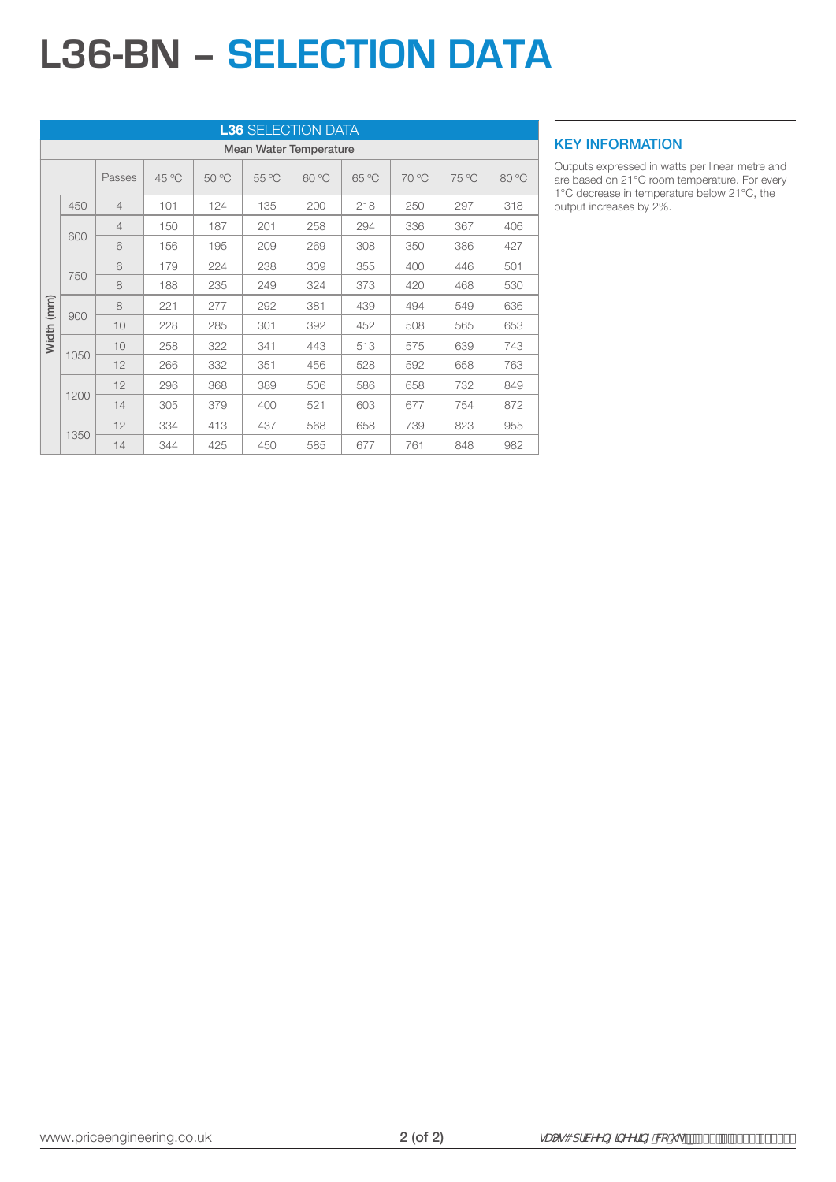# L36-BN – SELECTION DATA

| **L36** SELECTION DATA | | | | | | | | | | |
|---|---|---|---|---|---|---|---|---|---|---|
| | | | Mean Water Temperature | | | | | | | |
| | | Passes | 45 °C | 50 °C | 55 °C | 60 °C | 65 °C | 70 °C | 75 °C | 80 °C |
| Width (mm) | 450 | 4 | 101 | 124 | 135 | 200 | 218 | 250 | 297 | 318 |
| | 600 | 4 | 150 | 187 | 201 | 258 | 294 | 336 | 367 | 406 |
| | | 6 | 156 | 195 | 209 | 269 | 308 | 350 | 386 | 427 |
| | 750 | 6 | 179 | 224 | 238 | 309 | 355 | 400 | 446 | 501 |
| | | 8 | 188 | 235 | 249 | 324 | 373 | 420 | 468 | 530 |
| | 900 | 8 | 221 | 277 | 292 | 381 | 439 | 494 | 549 | 636 |
| | | 10 | 228 | 285 | 301 | 392 | 452 | 508 | 565 | 653 |
| | 1050 | 10 | 258 | 322 | 341 | 443 | 513 | 575 | 639 | 743 |
| | | 12 | 266 | 332 | 351 | 456 | 528 | 592 | 658 | 763 |
| | 1200 | 12 | 296 | 368 | 389 | 506 | 586 | 658 | 732 | 849 |
| | | 14 | 305 | 379 | 400 | 521 | 603 | 677 | 754 | 872 |
| | 1350 | 12 | 334 | 413 | 437 | 568 | 658 | 739 | 823 | 955 |
| | | 14 | 344 | 425 | 450 | 585 | 677 | 761 | 848 | 982 |

## KEY INFORMATION

Outputs expressed in watts per linear metre and are based on 21°C room temperature. For every 1°C decrease in temperature below 21°C, the output increases by 2%.

www.priceengineering.co.uk